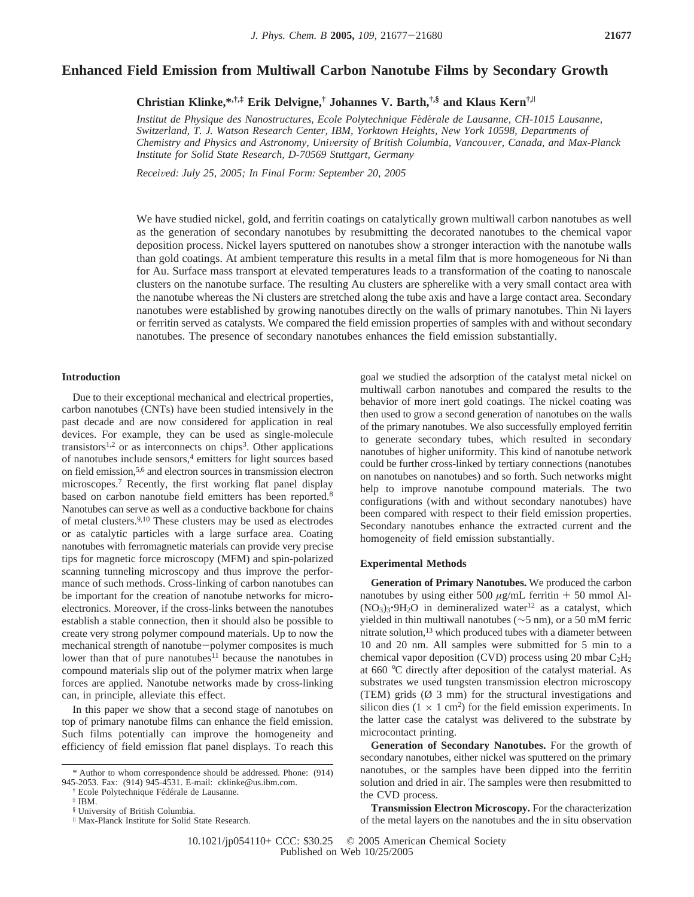# Enhanced Field Emission from Multiwall Carbon Nanotube Films by Secondary Growth

**Christian Klinke,*[†,‡] Erik Delvigne,[†] Johannes V. Barth,[†,§] and Klaus Kern[†,||]**

*Institut de Physique des Nanostructures, Ecole Polytechnique Fédérale de Lausanne, CH-1015 Lausanne, Switzerland, T. J. Watson Research Center, IBM, Yorktown Heights, New York 10598, Departments of Chemistry and Physics and Astronomy, University of British Columbia, Vancouver, Canada, and Max-Planck Institute for Solid State Research, D-70569 Stuttgart, Germany*

*Received: July 25, 2005; In Final Form: September 20, 2005*

We have studied nickel, gold, and ferritin coatings on catalytically grown multiwall carbon nanotubes as well as the generation of secondary nanotubes by resubmitting the decorated nanotubes to the chemical vapor deposition process. Nickel layers sputtered on nanotubes show a stronger interaction with the nanotube walls than gold coatings. At ambient temperature this results in a metal film that is more homogeneous for Ni than for Au. Surface mass transport at elevated temperatures leads to a transformation of the coating to nanoscale clusters on the nanotube surface. The resulting Au clusters are spherelike with a very small contact area with the nanotube whereas the Ni clusters are stretched along the tube axis and have a large contact area. Secondary nanotubes were established by growing nanotubes directly on the walls of primary nanotubes. Thin Ni layers or ferritin served as catalysts. We compared the field emission properties of samples with and without secondary nanotubes. The presence of secondary nanotubes enhances the field emission substantially.

## Introduction

Due to their exceptional mechanical and electrical properties, carbon nanotubes (CNTs) have been studied intensively in the past decade and are now considered for application in real devices. For example, they can be used as single-molecule transistors[1,2] or as interconnects on chips[3]. Other applications of nanotubes include sensors,[4] emitters for light sources based on field emission,[5,6] and electron sources in transmission electron microscopes.[7] Recently, the first working flat panel display based on carbon nanotube field emitters has been reported.[8] Nanotubes can serve as well as a conductive backbone for chains of metal clusters.[9,10] These clusters may be used as electrodes or as catalytic particles with a large surface area. Coating nanotubes with ferromagnetic materials can provide very precise tips for magnetic force microscopy (MFM) and spin-polarized scanning tunneling microscopy and thus improve the performance of such methods. Cross-linking of carbon nanotubes can be important for the creation of nanotube networks for microelectronics. Moreover, if the cross-links between the nanotubes establish a stable connection, then it should also be possible to create very strong polymer compound materials. Up to now the mechanical strength of nanotube−polymer composites is much lower than that of pure nanotubes[11] because the nanotubes in compound materials slip out of the polymer matrix when large forces are applied. Nanotube networks made by cross-linking can, in principle, alleviate this effect.

In this paper we show that a second stage of nanotubes on top of primary nanotube films can enhance the field emission. Such films potentially can improve the homogeneity and efficiency of field emission flat panel displays. To reach this goal we studied the adsorption of the catalyst metal nickel on multiwall carbon nanotubes and compared the results to the behavior of more inert gold coatings. The nickel coating was then used to grow a second generation of nanotubes on the walls of the primary nanotubes. We also successfully employed ferritin to generate secondary tubes, which resulted in secondary nanotubes of higher uniformity. This kind of nanotube network could be further cross-linked by tertiary connections (nanotubes on nanotubes on nanotubes) and so forth. Such networks might help to improve nanotube compound materials. The two configurations (with and without secondary nanotubes) have been compared with respect to their field emission properties. Secondary nanotubes enhance the extracted current and the homogeneity of field emission substantially.

## Experimental Methods

**Generation of Primary Nanotubes.** We produced the carbon nanotubes by using either 500 $\mu$g/mL ferritin + 50 mmol $Al(NO_3)_3 \cdot 9H_2O$ in demineralized water[12] as a catalyst, which yielded in thin multiwall nanotubes (~5 nm), or a 50 mM ferric nitrate solution,[13] which produced tubes with a diameter between 10 and 20 nm. All samples were submitted for 5 min to a chemical vapor deposition (CVD) process using 20 mbar $C_2H_2$ at 660 °C directly after deposition of the catalyst material. As substrates we used tungsten transmission electron microscopy (TEM) grids (Ø 3 mm) for the structural investigations and silicon dies (1 × 1 $cm^2$) for the field emission experiments. In the latter case the catalyst was delivered to the substrate by microcontact printing.

**Generation of Secondary Nanotubes.** For the growth of secondary nanotubes, either nickel was sputtered on the primary nanotubes, or the samples have been dipped into the ferritin solution and dried in air. The samples were then resubmitted to the CVD process.

**Transmission Electron Microscopy.** For the characterization of the metal layers on the nanotubes and the in situ observation

\* Author to whom correspondence should be addressed. Phone: (914) 945-2053. Fax: (914) 945-4531. E-mail: cklinke@us.ibm.com.
[†] Ecole Polytechnique Fédérale de Lausanne.
[‡] IBM.
[§] University of British Columbia.
[||] Max-Planck Institute for Solid State Research.

10.1021/jp054110+ CCC: $30.25 © 2005 American Chemical Society
Published on Web 10/25/2005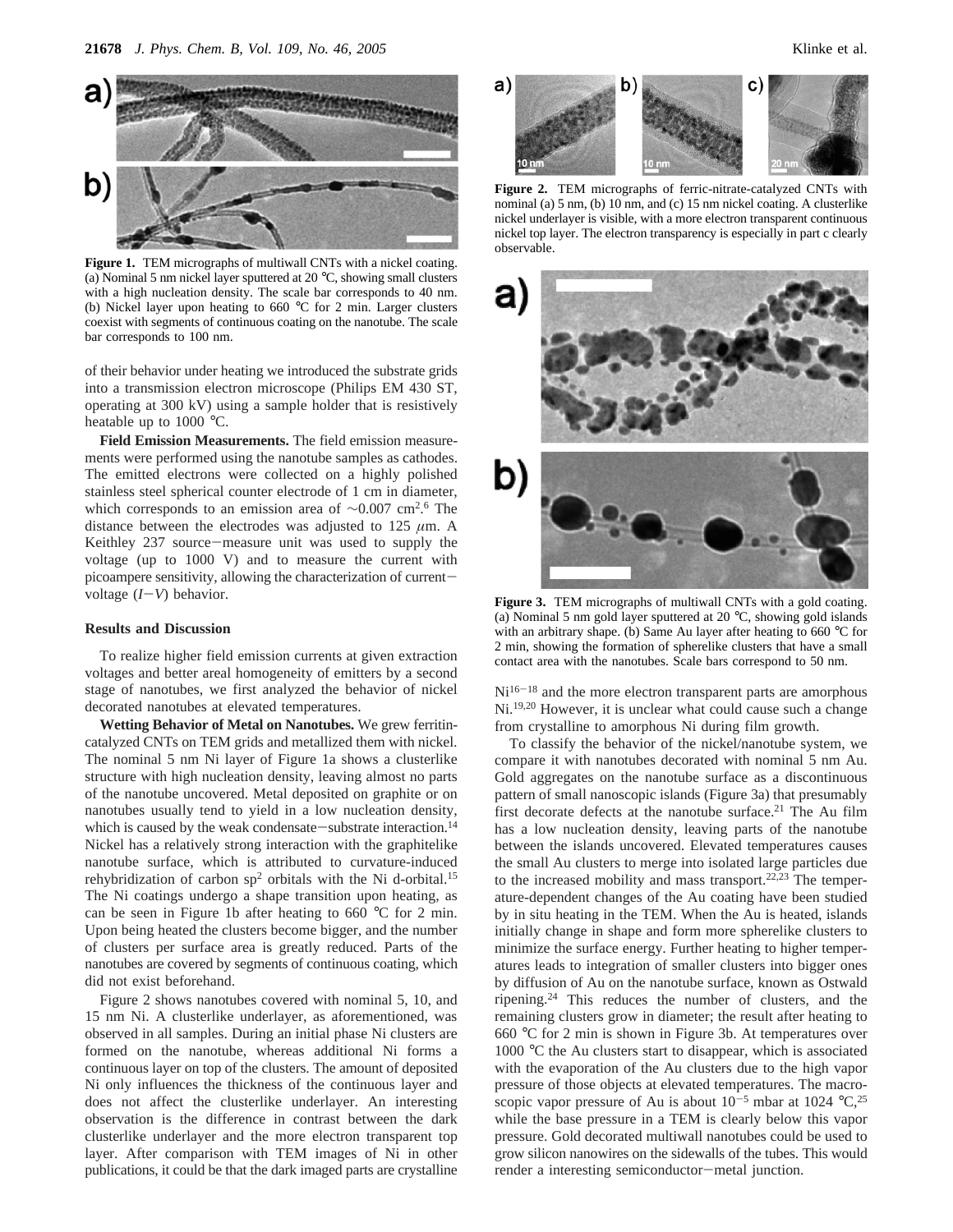**Figure 1.** TEM micrographs of multiwall CNTs with a nickel coating. (a) Nominal 5 nm nickel layer sputtered at 20 °C, showing small clusters with a high nucleation density. The scale bar corresponds to 40 nm. (b) Nickel layer upon heating to 660 °C for 2 min. Larger clusters coexist with segments of continuous coating on the nanotube. The scale bar corresponds to 100 nm.

of their behavior under heating we introduced the substrate grids into a transmission electron microscope (Philips EM 430 ST, operating at 300 kV) using a sample holder that is resistively heatable up to 1000 °C.

**Field Emission Measurements.** The field emission measurements were performed using the nanotube samples as cathodes. The emitted electrons were collected on a highly polished stainless steel spherical counter electrode of 1 cm in diameter, which corresponds to an emission area of ~0.007 $cm^2$.[6] The distance between the electrodes was adjusted to 125 $\mu$m. A Keithley 237 source−measure unit was used to supply the voltage (up to 1000 V) and to measure the current with picoampere sensitivity, allowing the characterization of current−voltage ($I-V$) behavior.

## Results and Discussion

To realize higher field emission currents at given extraction voltages and better areal homogeneity of emitters by a second stage of nanotubes, we first analyzed the behavior of nickel decorated nanotubes at elevated temperatures.

**Wetting Behavior of Metal on Nanotubes.** We grew ferritin-catalyzed CNTs on TEM grids and metallized them with nickel. The nominal 5 nm Ni layer of Figure 1a shows a clusterlike structure with high nucleation density, leaving almost no parts of the nanotube uncovered. Metal deposited on graphite or on nanotubes usually tend to yield in a low nucleation density, which is caused by the weak condensate−substrate interaction.[14] Nickel has a relatively strong interaction with the graphitelike nanotube surface, which is attributed to curvature-induced rehybridization of carbon $sp^2$ orbitals with the Ni d-orbital.[15] The Ni coatings undergo a shape transition upon heating, as can be seen in Figure 1b after heating to 660 °C for 2 min. Upon being heated the clusters become bigger, and the number of clusters per surface area is greatly reduced. Parts of the nanotubes are covered by segments of continuous coating, which did not exist beforehand.

Figure 2 shows nanotubes covered with nominal 5, 10, and 15 nm Ni. A clusterlike underlayer, as aforementioned, was observed in all samples. During an initial phase Ni clusters are formed on the nanotube, whereas additional Ni forms a continuous layer on top of the clusters. The amount of deposited Ni only influences the thickness of the continuous layer and does not affect the clusterlike underlayer. An interesting observation is the difference in contrast between the dark clusterlike underlayer and the more electron transparent top layer. After comparison with TEM images of Ni in other publications, it could be that the dark imaged parts are crystalline Ni[16−18] and the more electron transparent parts are amorphous Ni.[19,20] However, it is unclear what could cause such a change from crystalline to amorphous Ni during film growth.

**Figure 2.** TEM micrographs of ferric-nitrate-catalyzed CNTs with nominal (a) 5 nm, (b) 10 nm, and (c) 15 nm nickel coating. A clusterlike nickel underlayer is visible, with a more electron transparent continuous nickel top layer. The electron transparency is especially in part c clearly observable.

**Figure 3.** TEM micrographs of multiwall CNTs with a gold coating. (a) Nominal 5 nm gold layer sputtered at 20 °C, showing gold islands with an arbitrary shape. (b) Same Au layer after heating to 660 °C for 2 min, showing the formation of spherelike clusters that have a small contact area with the nanotubes. Scale bars correspond to 50 nm.

To classify the behavior of the nickel/nanotube system, we compare it with nanotubes decorated with nominal 5 nm Au. Gold aggregates on the nanotube surface as a discontinuous pattern of small nanoscopic islands (Figure 3a) that presumably first decorate defects at the nanotube surface.[21] The Au film has a low nucleation density, leaving parts of the nanotube between the islands uncovered. Elevated temperatures causes the small Au clusters to merge into isolated large particles due to the increased mobility and mass transport.[22,23] The temperature-dependent changes of the Au coating have been studied by in situ heating in the TEM. When the Au is heated, islands initially change in shape and form more spherelike clusters to minimize the surface energy. Further heating to higher temperatures leads to integration of smaller clusters into bigger ones by diffusion of Au on the nanotube surface, known as Ostwald ripening.[24] This reduces the number of clusters, and the remaining clusters grow in diameter; the result after heating to 660 °C for 2 min is shown in Figure 3b. At temperatures over 1000 °C the Au clusters start to disappear, which is associated with the evaporation of the Au clusters due to the high vapor pressure of those objects at elevated temperatures. The macroscopic vapor pressure of Au is about $10^{-5}$ mbar at 1024 °C,[25] while the base pressure in a TEM is clearly below this vapor pressure. Gold decorated multiwall nanotubes could be used to grow silicon nanowires on the sidewalls of the tubes. This would render a interesting semiconductor−metal junction.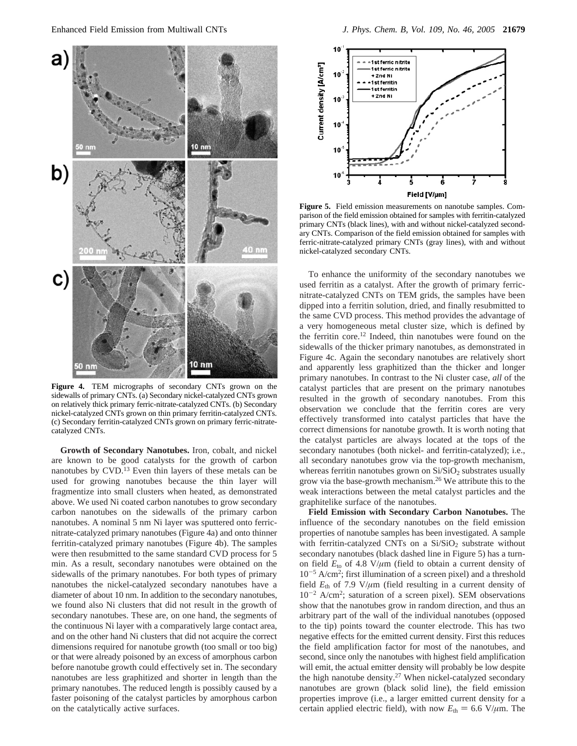**Figure 4.** TEM micrographs of secondary CNTs grown on the sidewalls of primary CNTs. (a) Secondary nickel-catalyzed CNTs grown on relatively thick primary ferric-nitrate-catalyzed CNTs. (b) Secondary nickel-catalyzed CNTs grown on thin primary ferritin-catalyzed CNTs. (c) Secondary ferritin-catalyzed CNTs grown on primary ferric-nitrate-catalyzed CNTs.

**Growth of Secondary Nanotubes.** Iron, cobalt, and nickel are known to be good catalysts for the growth of carbon nanotubes by CVD.[13] Even thin layers of these metals can be used for growing nanotubes because the thin layer will fragmentize into small clusters when heated, as demonstrated above. We used Ni coated carbon nanotubes to grow secondary carbon nanotubes on the sidewalls of the primary carbon nanotubes. A nominal 5 nm Ni layer was sputtered onto ferric-nitrate-catalyzed primary nanotubes (Figure 4a) and onto thinner ferritin-catalyzed primary nanotubes (Figure 4b). The samples were then resubmitted to the same standard CVD process for 5 min. As a result, secondary nanotubes were obtained on the sidewalls of the primary nanotubes. For both types of primary nanotubes the nickel-catalyzed secondary nanotubes have a diameter of about 10 nm. In addition to the secondary nanotubes, we found also Ni clusters that did not result in the growth of secondary nanotubes. These are, on one hand, the segments of the continuous Ni layer with a comparatively large contact area, and on the other hand Ni clusters that did not acquire the correct dimensions required for nanotube growth (too small or too big) or that were already poisoned by an excess of amorphous carbon before nanotube growth could effectively set in. The secondary nanotubes are less graphitized and shorter in length than the primary nanotubes. The reduced length is possibly caused by a faster poisoning of the catalyst particles by amorphous carbon on the catalytically active surfaces.

**Figure 5.** Field emission measurements on nanotube samples. Comparison of the field emission obtained for samples with ferritin-catalyzed primary CNTs (black lines), with and without nickel-catalyzed secondary CNTs. Comparison of the field emission obtained for samples with ferric-nitrate-catalyzed primary CNTs (gray lines), with and without nickel-catalyzed secondary CNTs.

To enhance the uniformity of the secondary nanotubes we used ferritin as a catalyst. After the growth of primary ferric-nitrate-catalyzed CNTs on TEM grids, the samples have been dipped into a ferritin solution, dried, and finally resubmitted to the same CVD process. This method provides the advantage of a very homogeneous metal cluster size, which is defined by the ferritin core.[12] Indeed, thin nanotubes were found on the sidewalls of the thicker primary nanotubes, as demonstrated in Figure 4c. Again the secondary nanotubes are relatively short and apparently less graphitized than the thicker and longer primary nanotubes. In contrast to the Ni cluster case, *all* of the catalyst particles that are present on the primary nanotubes resulted in the growth of secondary nanotubes. From this observation we conclude that the ferritin cores are very effectively transformed into catalyst particles that have the correct dimensions for nanotube growth. It is worth noting that the catalyst particles are always located at the tops of the secondary nanotubes (both nickel- and ferritin-catalyzed); i.e., all secondary nanotubes grow via the top-growth mechanism, whereas ferritin nanotubes grown on $Si/SiO_2$ substrates usually grow via the base-growth mechanism.[26] We attribute this to the weak interactions between the metal catalyst particles and the graphitelike surface of the nanotubes.

**Field Emission with Secondary Carbon Nanotubes.** The influence of the secondary nanotubes on the field emission properties of nanotube samples has been investigated. A sample with ferritin-catalyzed CNTs on a $Si/SiO_2$ substrate without secondary nanotubes (black dashed line in Figure 5) has a turn-on field $E_{to}$ of 4.8 V/$\mu$m (field to obtain a current density of $10^{-5}$ A/cm$^2$; first illumination of a screen pixel) and a threshold field $E_{th}$ of 7.9 V/$\mu$m (field resulting in a current density of $10^{-2}$ A/cm$^2$; saturation of a screen pixel). SEM observations show that the nanotubes grow in random direction, and thus an arbitrary part of the wall of the individual nanotubes (opposed to the tip) points toward the counter electrode. This has two negative effects for the emitted current density. First this reduces the field amplification factor for most of the nanotubes, and second, since only the nanotubes with highest field amplification will emit, the actual emitter density will probably be low despite the high nanotube density.[27] When nickel-catalyzed secondary nanotubes are grown (black solid line), the field emission properties improve (i.e., a larger emitted current density for a certain applied electric field), with now $E_{th}$ = 6.6 V/$\mu$m. The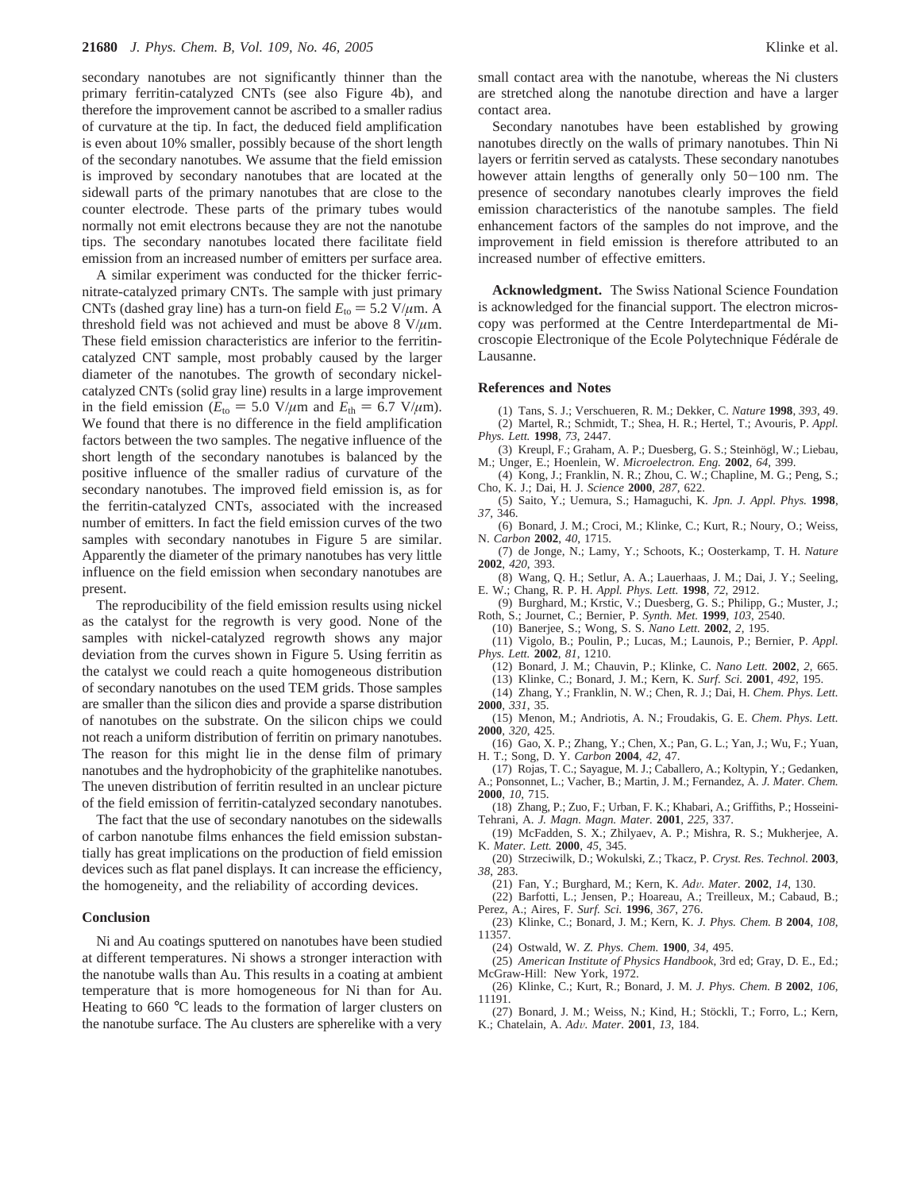secondary nanotubes are not significantly thinner than the primary ferritin-catalyzed CNTs (see also Figure 4b), and therefore the improvement cannot be ascribed to a smaller radius of curvature at the tip. In fact, the deduced field amplification is even about 10% smaller, possibly because of the short length of the secondary nanotubes. We assume that the field emission is improved by secondary nanotubes that are located at the sidewall parts of the primary nanotubes that are close to the counter electrode. These parts of the primary tubes would normally not emit electrons because they are not the nanotube tips. The secondary nanotubes located there facilitate field emission from an increased number of emitters per surface area.

A similar experiment was conducted for the thicker ferric-nitrate-catalyzed primary CNTs. The sample with just primary CNTs (dashed gray line) has a turn-on field $E_{to} = 5.2$ V/$\mu$m. A threshold field was not achieved and must be above 8 V/$\mu$m. These field emission characteristics are inferior to the ferritin-catalyzed CNT sample, most probably caused by the larger diameter of the nanotubes. The growth of secondary nickel-catalyzed CNTs (solid gray line) results in a large improvement in the field emission ($E_{to} = 5.0$ V/$\mu$m and $E_{th} = 6.7$ V/$\mu$m). We found that there is no difference in the field amplification factors between the two samples. The negative influence of the short length of the secondary nanotubes is balanced by the positive influence of the smaller radius of curvature of the secondary nanotubes. The improved field emission is, as for the ferritin-catalyzed CNTs, associated with the increased number of emitters. In fact the field emission curves of the two samples with secondary nanotubes in Figure 5 are similar. Apparently the diameter of the primary nanotubes has very little influence on the field emission when secondary nanotubes are present.

The reproducibility of the field emission results using nickel as the catalyst for the regrowth is very good. None of the samples with nickel-catalyzed regrowth shows any major deviation from the curves shown in Figure 5. Using ferritin as the catalyst we could reach a quite homogeneous distribution of secondary nanotubes on the used TEM grids. Those samples are smaller than the silicon dies and provide a sparse distribution of nanotubes on the substrate. On the silicon chips we could not reach a uniform distribution of ferritin on primary nanotubes. The reason for this might lie in the dense film of primary nanotubes and the hydrophobicity of the graphitelike nanotubes. The uneven distribution of ferritin resulted in an unclear picture of the field emission of ferritin-catalyzed secondary nanotubes.

The fact that the use of secondary nanotubes on the sidewalls of carbon nanotube films enhances the field emission substantially has great implications on the production of field emission devices such as flat panel displays. It can increase the efficiency, the homogeneity, and the reliability of according devices.

## Conclusion

Ni and Au coatings sputtered on nanotubes have been studied at different temperatures. Ni shows a stronger interaction with the nanotube walls than Au. This results in a coating at ambient temperature that is more homogeneous for Ni than for Au. Heating to 660 °C leads to the formation of larger clusters on the nanotube surface. The Au clusters are spherelike with a very small contact area with the nanotube, whereas the Ni clusters are stretched along the nanotube direction and have a larger contact area.

Secondary nanotubes have been established by growing nanotubes directly on the walls of primary nanotubes. Thin Ni layers or ferritin served as catalysts. These secondary nanotubes however attain lengths of generally only 50−100 nm. The presence of secondary nanotubes clearly improves the field emission characteristics of the nanotube samples. The field enhancement factors of the samples do not improve, and the improvement in field emission is therefore attributed to an increased number of effective emitters.

**Acknowledgment.** The Swiss National Science Foundation is acknowledged for the financial support. The electron microscopy was performed at the Centre Interdepartmental de Microscopie Electronique of the Ecole Polytechnique Fédérale de Lausanne.

## References and Notes

(1) Tans, S. J.; Verschueren, R. M.; Dekker, C. *Nature* **1998**, *393*, 49.

(2) Martel, R.; Schmidt, T.; Shea, H. R.; Hertel, T.; Avouris, P. *Appl. Phys. Lett.* **1998**, *73*, 2447.

(3) Kreupl, F.; Graham, A. P.; Duesberg, G. S.; Steinhögl, W.; Liebau, M.; Unger, E.; Hoenlein, W. *Microelectron. Eng.* **2002**, *64*, 399.

(4) Kong, J.; Franklin, N. R.; Zhou, C. W.; Chapline, M. G.; Peng, S.; Cho, K. J.; Dai, H. J. *Science* **2000**, *287*, 622.

(5) Saito, Y.; Uemura, S.; Hamaguchi, K. *Jpn. J. Appl. Phys.* **1998**, *37*, 346.

(6) Bonard, J. M.; Croci, M.; Klinke, C.; Kurt, R.; Noury, O.; Weiss, N. *Carbon* **2002**, *40*, 1715.

(7) de Jonge, N.; Lamy, Y.; Schoots, K.; Oosterkamp, T. H. *Nature* **2002**, *420*, 393.

(8) Wang, Q. H.; Setlur, A. A.; Lauerhaas, J. M.; Dai, J. Y.; Seeling, E. W.; Chang, R. P. H. *Appl. Phys. Lett.* **1998**, *72*, 2912.

(9) Burghard, M.; Krstic, V.; Duesberg, G. S.; Philipp, G.; Muster, J.; Roth, S.; Journet, C.; Bernier, P. *Synth. Met.* **1999**, *103*, 2540.

(10) Banerjee, S.; Wong, S. S. *Nano Lett.* **2002**, *2*, 195.

(11) Vigolo, B.; Poulin, P.; Lucas, M.; Launois, P.; Bernier, P. *Appl. Phys. Lett.* **2002**, *81*, 1210.

(12) Bonard, J. M.; Chauvin, P.; Klinke, C. *Nano Lett.* **2002**, *2*, 665.

(13) Klinke, C.; Bonard, J. M.; Kern, K. *Surf. Sci.* **2001**, *492*, 195.

(14) Zhang, Y.; Franklin, N. W.; Chen, R. J.; Dai, H. *Chem. Phys. Lett.* **2000**, *331*, 35.

(15) Menon, M.; Andriotis, A. N.; Froudakis, G. E. *Chem. Phys. Lett.* **2000**, *320*, 425.

(16) Gao, X. P.; Zhang, Y.; Chen, X.; Pan, G. L.; Yan, J.; Wu, F.; Yuan, H. T.; Song, D. Y. *Carbon* **2004**, *42*, 47.

(17) Rojas, T. C.; Sayague, M. J.; Caballero, A.; Koltypin, Y.; Gedanken, A.; Ponsonnet, L.; Vacher, B.; Martin, J. M.; Fernandez, A. *J. Mater. Chem.* **2000**, *10*, 715.

(18) Zhang, P.; Zuo, F.; Urban, F. K.; Khabari, A.; Griffiths, P.; Hosseini-Tehrani, A. *J. Magn. Magn. Mater.* **2001**, *225*, 337.

(19) McFadden, S. X.; Zhilyaev, A. P.; Mishra, R. S.; Mukherjee, A. K. *Mater. Lett.* **2000**, *45*, 345.

(20) Strzeciwilk, D.; Wokulski, Z.; Tkacz, P. *Cryst. Res. Technol.* **2003**, *38*, 283.

(21) Fan, Y.; Burghard, M.; Kern, K. *Adv. Mater.* **2002**, *14*, 130.

(22) Barfotti, L.; Jensen, P.; Hoareau, A.; Treilleux, M.; Cabaud, B.; Perez, A.; Aires, F. *Surf. Sci.* **1996**, *367*, 276.

(23) Klinke, C.; Bonard, J. M.; Kern, K. *J. Phys. Chem. B* **2004**, *108*, 11357.

(24) Ostwald, W. *Z. Phys. Chem.* **1900**, *34*, 495.

(25) *American Institute of Physics Handbook*, 3rd ed; Gray, D. E., Ed.; McGraw-Hill: New York, 1972.

(26) Klinke, C.; Kurt, R.; Bonard, J. M. *J. Phys. Chem. B* **2002**, *106*, 11191.

(27) Bonard, J. M.; Weiss, N.; Kind, H.; Stöckli, T.; Forro, L.; Kern, K.; Chatelain, A. *Adv. Mater.* **2001**, *13*, 184.